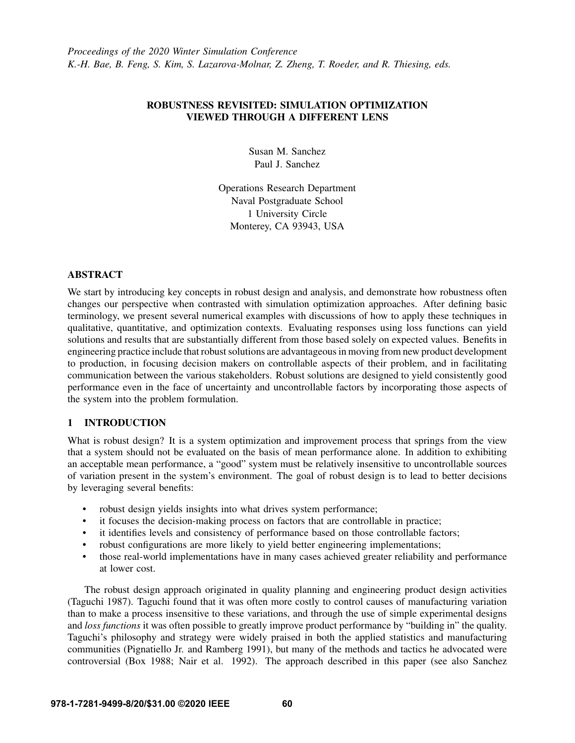Proceedings of the 2020 Winter Simulation Conference
K.-H. Bae, B. Feng, S. Kim, S. Lazarova-Molnar, Z. Zheng, T. Roeder, and R. Thiesing, eds.

# ROBUSTNESS REVISITED: SIMULATION OPTIMIZATION VIEWED THROUGH A DIFFERENT LENS

Susan M. Sanchez
Paul J. Sanchez

Operations Research Department
Naval Postgraduate School
1 University Circle
Monterey, CA 93943, USA

## ABSTRACT

We start by introducing key concepts in robust design and analysis, and demonstrate how robustness often changes our perspective when contrasted with simulation optimization approaches. After defining basic terminology, we present several numerical examples with discussions of how to apply these techniques in qualitative, quantitative, and optimization contexts. Evaluating responses using loss functions can yield solutions and results that are substantially different from those based solely on expected values. Benefits in engineering practice include that robust solutions are advantageous in moving from new product development to production, in focusing decision makers on controllable aspects of their problem, and in facilitating communication between the various stakeholders. Robust solutions are designed to yield consistently good performance even in the face of uncertainty and uncontrollable factors by incorporating those aspects of the system into the problem formulation.

## 1 INTRODUCTION

What is robust design? It is a system optimization and improvement process that springs from the view that a system should not be evaluated on the basis of mean performance alone. In addition to exhibiting an acceptable mean performance, a "good" system must be relatively insensitive to uncontrollable sources of variation present in the system's environment. The goal of robust design is to lead to better decisions by leveraging several benefits:

- robust design yields insights into what drives system performance;
- it focuses the decision-making process on factors that are controllable in practice;
- it identifies levels and consistency of performance based on those controllable factors;
- robust configurations are more likely to yield better engineering implementations;
- those real-world implementations have in many cases achieved greater reliability and performance at lower cost.

The robust design approach originated in quality planning and engineering product design activities (Taguchi 1987). Taguchi found that it was often more costly to control causes of manufacturing variation than to make a process insensitive to these variations, and through the use of simple experimental designs and *loss functions* it was often possible to greatly improve product performance by "building in" the quality. Taguchi's philosophy and strategy were widely praised in both the applied statistics and manufacturing communities (Pignatiello Jr. and Ramberg 1991), but many of the methods and tactics he advocated were controversial (Box 1988; Nair et al. 1992). The approach described in this paper (see also Sanchez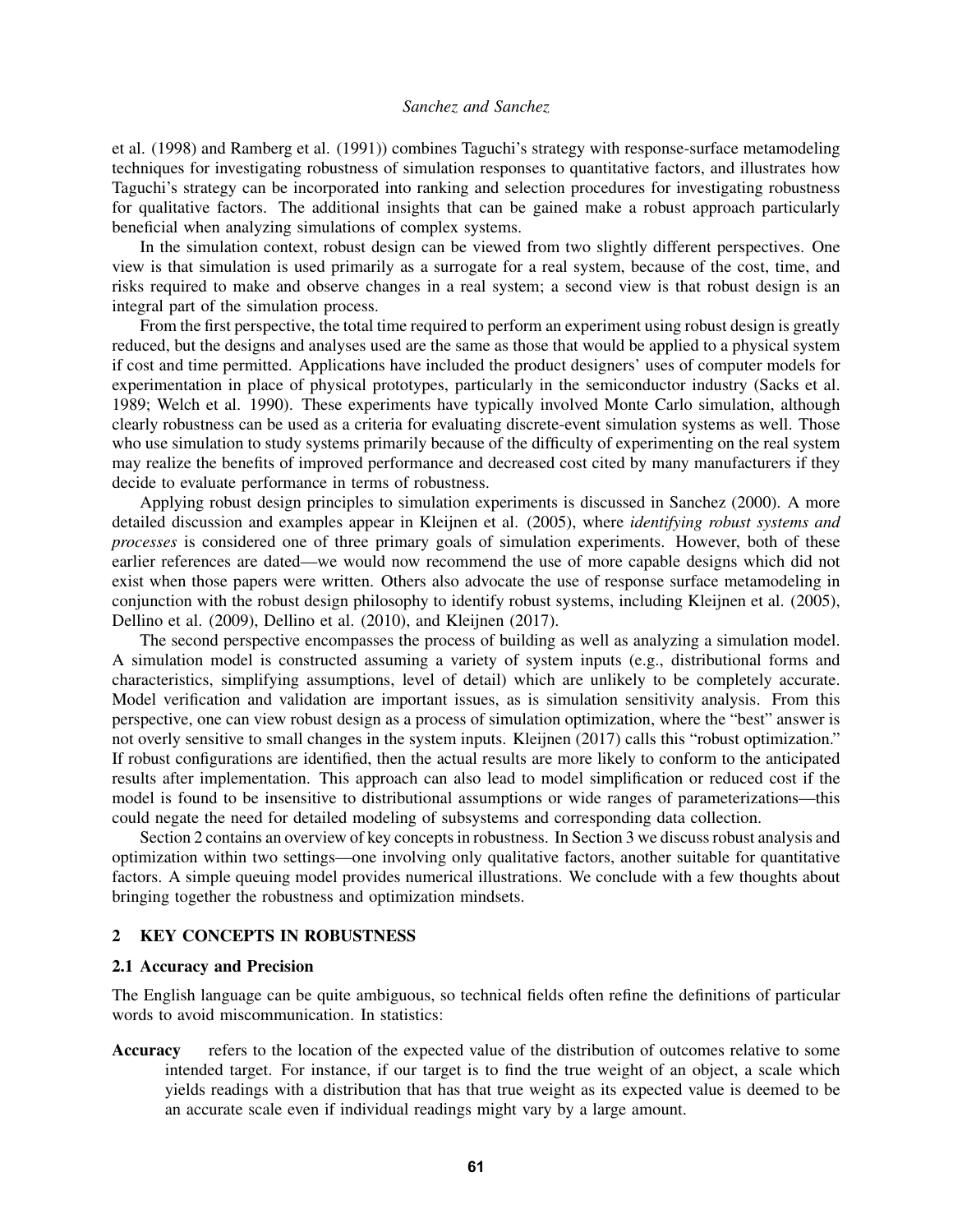et al. (1998) and Ramberg et al. (1991)) combines Taguchi's strategy with response-surface metamodeling techniques for investigating robustness of simulation responses to quantitative factors, and illustrates how Taguchi's strategy can be incorporated into ranking and selection procedures for investigating robustness for qualitative factors. The additional insights that can be gained make a robust approach particularly beneficial when analyzing simulations of complex systems.

In the simulation context, robust design can be viewed from two slightly different perspectives. One view is that simulation is used primarily as a surrogate for a real system, because of the cost, time, and risks required to make and observe changes in a real system; a second view is that robust design is an integral part of the simulation process.

From the first perspective, the total time required to perform an experiment using robust design is greatly reduced, but the designs and analyses used are the same as those that would be applied to a physical system if cost and time permitted. Applications have included the product designers' uses of computer models for experimentation in place of physical prototypes, particularly in the semiconductor industry (Sacks et al. 1989; Welch et al. 1990). These experiments have typically involved Monte Carlo simulation, although clearly robustness can be used as a criteria for evaluating discrete-event simulation systems as well. Those who use simulation to study systems primarily because of the difficulty of experimenting on the real system may realize the benefits of improved performance and decreased cost cited by many manufacturers if they decide to evaluate performance in terms of robustness.

Applying robust design principles to simulation experiments is discussed in Sanchez (2000). A more detailed discussion and examples appear in Kleijnen et al. (2005), where *identifying robust systems and processes* is considered one of three primary goals of simulation experiments. However, both of these earlier references are dated—we would now recommend the use of more capable designs which did not exist when those papers were written. Others also advocate the use of response surface metamodeling in conjunction with the robust design philosophy to identify robust systems, including Kleijnen et al. (2005), Dellino et al. (2009), Dellino et al. (2010), and Kleijnen (2017).

The second perspective encompasses the process of building as well as analyzing a simulation model. A simulation model is constructed assuming a variety of system inputs (e.g., distributional forms and characteristics, simplifying assumptions, level of detail) which are unlikely to be completely accurate. Model verification and validation are important issues, as is simulation sensitivity analysis. From this perspective, one can view robust design as a process of simulation optimization, where the "best" answer is not overly sensitive to small changes in the system inputs. Kleijnen (2017) calls this "robust optimization." If robust configurations are identified, then the actual results are more likely to conform to the anticipated results after implementation. This approach can also lead to model simplification or reduced cost if the model is found to be insensitive to distributional assumptions or wide ranges of parameterizations—this could negate the need for detailed modeling of subsystems and corresponding data collection.

Section 2 contains an overview of key concepts in robustness. In Section 3 we discuss robust analysis and optimization within two settings—one involving only qualitative factors, another suitable for quantitative factors. A simple queuing model provides numerical illustrations. We conclude with a few thoughts about bringing together the robustness and optimization mindsets.

## 2 KEY CONCEPTS IN ROBUSTNESS

### 2.1 Accuracy and Precision

The English language can be quite ambiguous, so technical fields often refine the definitions of particular words to avoid miscommunication. In statistics:

**Accuracy** refers to the location of the expected value of the distribution of outcomes relative to some intended target. For instance, if our target is to find the true weight of an object, a scale which yields readings with a distribution that has that true weight as its expected value is deemed to be an accurate scale even if individual readings might vary by a large amount.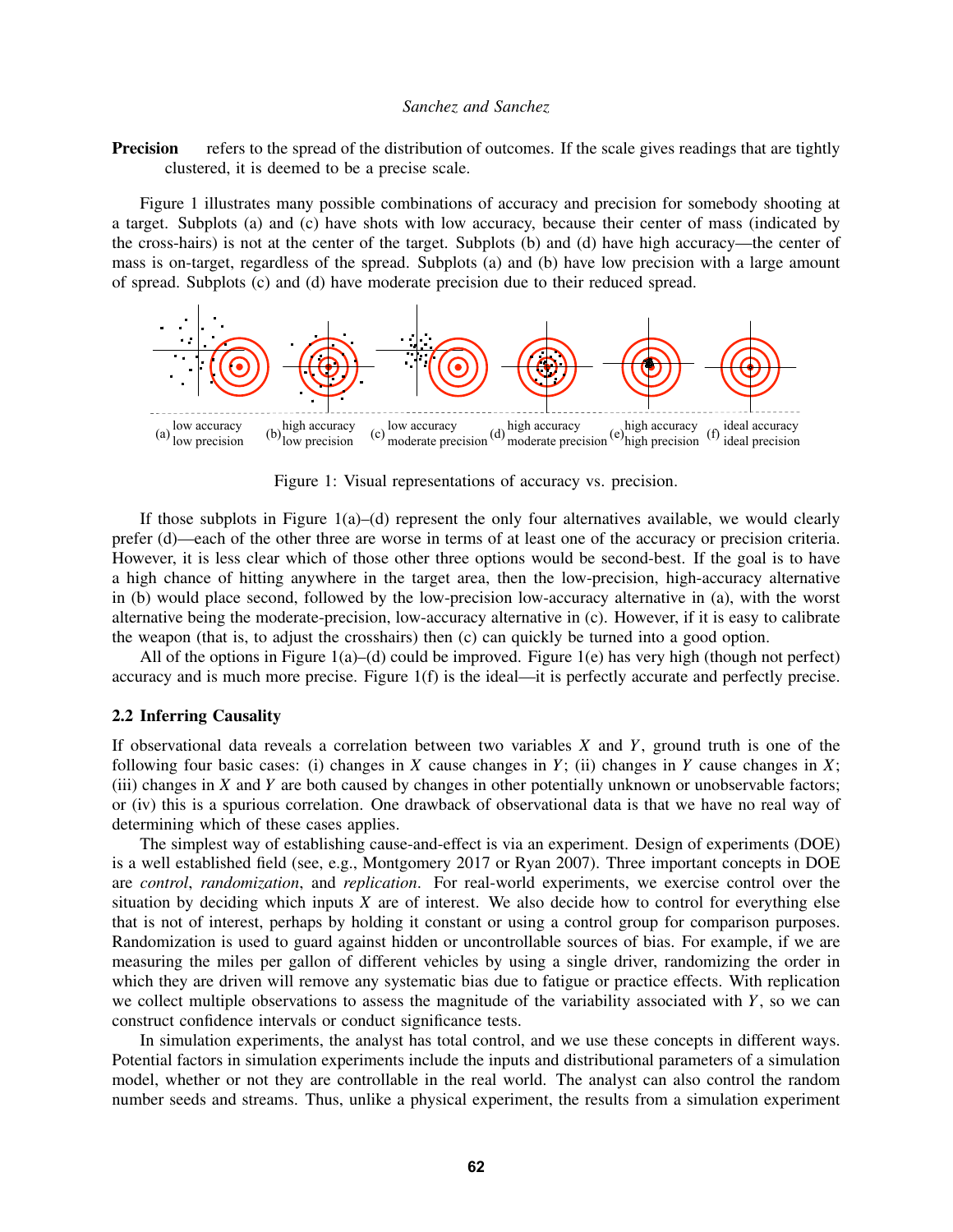**Precision** refers to the spread of the distribution of outcomes. If the scale gives readings that are tightly clustered, it is deemed to be a precise scale.

Figure 1 illustrates many possible combinations of accuracy and precision for somebody shooting at a target. Subplots (a) and (c) have shots with low accuracy, because their center of mass (indicated by the cross-hairs) is not at the center of the target. Subplots (b) and (d) have high accuracy—the center of mass is on-target, regardless of the spread. Subplots (a) and (b) have low precision with a large amount of spread. Subplots (c) and (d) have moderate precision due to their reduced spread.

(a) low accuracy low precision (b) high accuracy low precision (c) low accuracy moderate precision (d) high accuracy moderate precision (e) high accuracy high precision (f) ideal accuracy ideal precision

Figure 1: Visual representations of accuracy vs. precision.

If those subplots in Figure 1(a)–(d) represent the only four alternatives available, we would clearly prefer (d)—each of the other three are worse in terms of at least one of the accuracy or precision criteria. However, it is less clear which of those other three options would be second-best. If the goal is to have a high chance of hitting anywhere in the target area, then the low-precision, high-accuracy alternative in (b) would place second, followed by the low-precision low-accuracy alternative in (a), with the worst alternative being the moderate-precision, low-accuracy alternative in (c). However, if it is easy to calibrate the weapon (that is, to adjust the crosshairs) then (c) can quickly be turned into a good option.

All of the options in Figure 1(a)–(d) could be improved. Figure 1(e) has very high (though not perfect) accuracy and is much more precise. Figure 1(f) is the ideal—it is perfectly accurate and perfectly precise.

### 2.2 Inferring Causality

If observational data reveals a correlation between two variables $X$ and $Y$, ground truth is one of the following four basic cases: (i) changes in $X$ cause changes in $Y$; (ii) changes in $Y$ cause changes in $X$; (iii) changes in $X$ and $Y$ are both caused by changes in other potentially unknown or unobservable factors; or (iv) this is a spurious correlation. One drawback of observational data is that we have no real way of determining which of these cases applies.

The simplest way of establishing cause-and-effect is via an experiment. Design of experiments (DOE) is a well established field (see, e.g., Montgomery 2017 or Ryan 2007). Three important concepts in DOE are *control*, *randomization*, and *replication*. For real-world experiments, we exercise control over the situation by deciding which inputs $X$ are of interest. We also decide how to control for everything else that is not of interest, perhaps by holding it constant or using a control group for comparison purposes. Randomization is used to guard against hidden or uncontrollable sources of bias. For example, if we are measuring the miles per gallon of different vehicles by using a single driver, randomizing the order in which they are driven will remove any systematic bias due to fatigue or practice effects. With replication we collect multiple observations to assess the magnitude of the variability associated with $Y$, so we can construct confidence intervals or conduct significance tests.

In simulation experiments, the analyst has total control, and we use these concepts in different ways. Potential factors in simulation experiments include the inputs and distributional parameters of a simulation model, whether or not they are controllable in the real world. The analyst can also control the random number seeds and streams. Thus, unlike a physical experiment, the results from a simulation experiment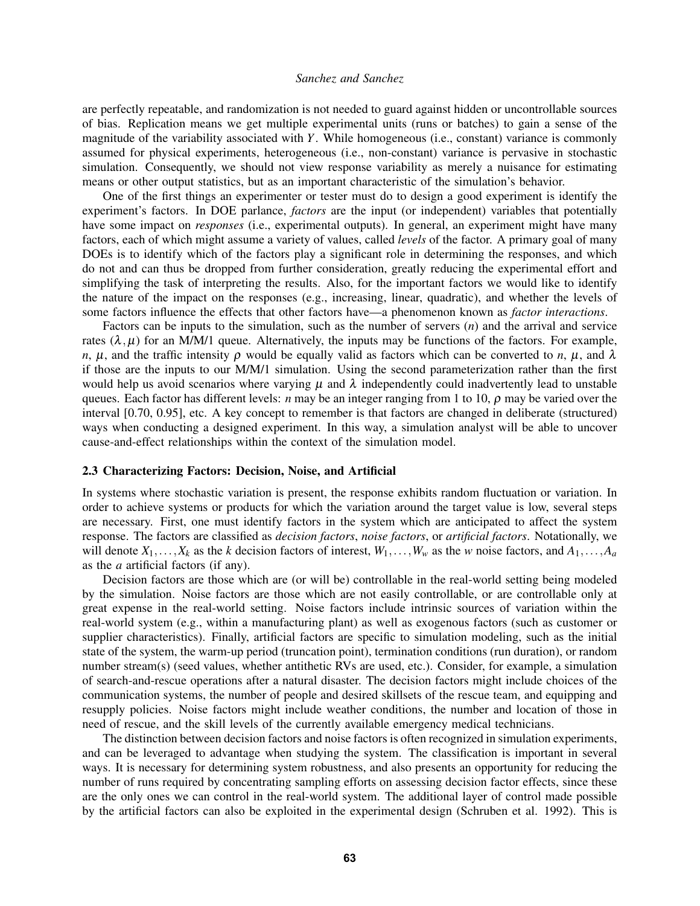are perfectly repeatable, and randomization is not needed to guard against hidden or uncontrollable sources of bias. Replication means we get multiple experimental units (runs or batches) to gain a sense of the magnitude of the variability associated with $Y$. While homogeneous (i.e., constant) variance is commonly assumed for physical experiments, heterogeneous (i.e., non-constant) variance is pervasive in stochastic simulation. Consequently, we should not view response variability as merely a nuisance for estimating means or other output statistics, but as an important characteristic of the simulation's behavior.

One of the first things an experimenter or tester must do to design a good experiment is identify the experiment's factors. In DOE parlance, *factors* are the input (or independent) variables that potentially have some impact on *responses* (i.e., experimental outputs). In general, an experiment might have many factors, each of which might assume a variety of values, called *levels* of the factor. A primary goal of many DOEs is to identify which of the factors play a significant role in determining the responses, and which do not and can thus be dropped from further consideration, greatly reducing the experimental effort and simplifying the task of interpreting the results. Also, for the important factors we would like to identify the nature of the impact on the responses (e.g., increasing, linear, quadratic), and whether the levels of some factors influence the effects that other factors have—a phenomenon known as *factor interactions*.

Factors can be inputs to the simulation, such as the number of servers ($n$) and the arrival and service rates $(\lambda, \mu)$ for an M/M/1 queue. Alternatively, the inputs may be functions of the factors. For example, $n$, $\mu$, and the traffic intensity $\rho$ would be equally valid as factors which can be converted to $n$, $\mu$, and $\lambda$ if those are the inputs to our M/M/1 simulation. Using the second parameterization rather than the first would help us avoid scenarios where varying $\mu$ and $\lambda$ independently could inadvertently lead to unstable queues. Each factor has different levels: $n$ may be an integer ranging from 1 to 10, $\rho$ may be varied over the interval [0.70, 0.95], etc. A key concept to remember is that factors are changed in deliberate (structured) ways when conducting a designed experiment. In this way, a simulation analyst will be able to uncover cause-and-effect relationships within the context of the simulation model.

### 2.3 Characterizing Factors: Decision, Noise, and Artificial

In systems where stochastic variation is present, the response exhibits random fluctuation or variation. In order to achieve systems or products for which the variation around the target value is low, several steps are necessary. First, one must identify factors in the system which are anticipated to affect the system response. The factors are classified as *decision factors*, *noise factors*, or *artificial factors*. Notationally, we will denote $X_1, \ldots, X_k$ as the $k$ decision factors of interest, $W_1, \ldots, W_w$ as the $w$ noise factors, and $A_1, \ldots, A_a$ as the $a$ artificial factors (if any).

Decision factors are those which are (or will be) controllable in the real-world setting being modeled by the simulation. Noise factors are those which are not easily controllable, or are controllable only at great expense in the real-world setting. Noise factors include intrinsic sources of variation within the real-world system (e.g., within a manufacturing plant) as well as exogenous factors (such as customer or supplier characteristics). Finally, artificial factors are specific to simulation modeling, such as the initial state of the system, the warm-up period (truncation point), termination conditions (run duration), or random number stream(s) (seed values, whether antithetic RVs are used, etc.). Consider, for example, a simulation of search-and-rescue operations after a natural disaster. The decision factors might include choices of the communication systems, the number of people and desired skillsets of the rescue team, and equipping and resupply policies. Noise factors might include weather conditions, the number and location of those in need of rescue, and the skill levels of the currently available emergency medical technicians.

The distinction between decision factors and noise factors is often recognized in simulation experiments, and can be leveraged to advantage when studying the system. The classification is important in several ways. It is necessary for determining system robustness, and also presents an opportunity for reducing the number of runs required by concentrating sampling efforts on assessing decision factor effects, since these are the only ones we can control in the real-world system. The additional layer of control made possible by the artificial factors can also be exploited in the experimental design (Schruben et al. 1992). This is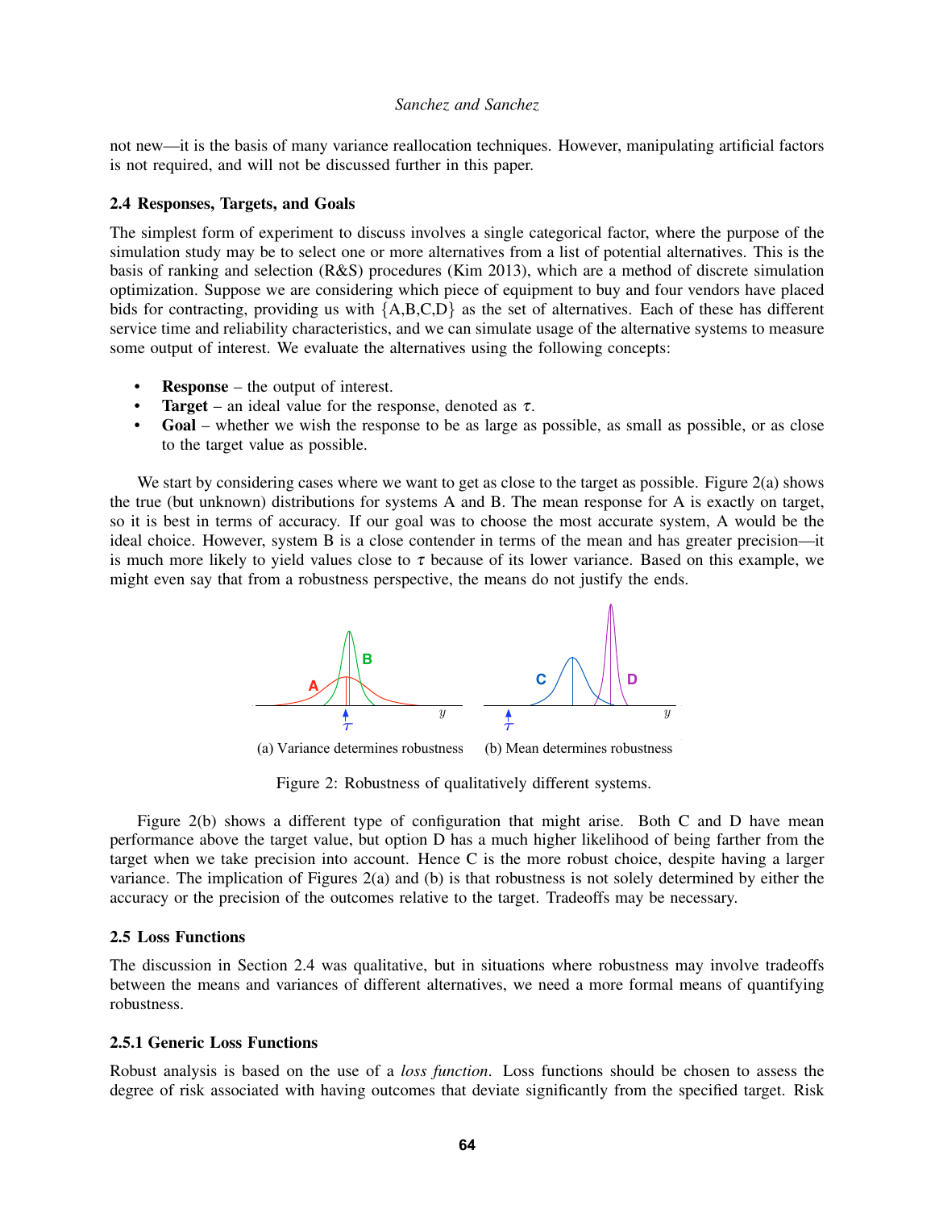not new—it is the basis of many variance reallocation techniques. However, manipulating artificial factors is not required, and will not be discussed further in this paper.

### 2.4 Responses, Targets, and Goals

The simplest form of experiment to discuss involves a single categorical factor, where the purpose of the simulation study may be to select one or more alternatives from a list of potential alternatives. This is the basis of ranking and selection (R&S) procedures (Kim 2013), which are a method of discrete simulation optimization. Suppose we are considering which piece of equipment to buy and four vendors have placed bids for contracting, providing us with {A,B,C,D} as the set of alternatives. Each of these has different service time and reliability characteristics, and we can simulate usage of the alternative systems to measure some output of interest. We evaluate the alternatives using the following concepts:

- **Response** – the output of interest.
- **Target** – an ideal value for the response, denoted as $\tau$.
- **Goal** – whether we wish the response to be as large as possible, as small as possible, or as close to the target value as possible.

We start by considering cases where we want to get as close to the target as possible. Figure 2(a) shows the true (but unknown) distributions for systems A and B. The mean response for A is exactly on target, so it is best in terms of accuracy. If our goal was to choose the most accurate system, A would be the ideal choice. However, system B is a close contender in terms of the mean and has greater precision—it is much more likely to yield values close to $\tau$ because of its lower variance. Based on this example, we might even say that from a robustness perspective, the means do not justify the ends.

(a) Variance determines robustness (b) Mean determines robustness

Figure 2: Robustness of qualitatively different systems.

Figure 2(b) shows a different type of configuration that might arise. Both C and D have mean performance above the target value, but option D has a much higher likelihood of being farther from the target when we take precision into account. Hence C is the more robust choice, despite having a larger variance. The implication of Figures 2(a) and (b) is that robustness is not solely determined by either the accuracy or the precision of the outcomes relative to the target. Tradeoffs may be necessary.

### 2.5 Loss Functions

The discussion in Section 2.4 was qualitative, but in situations where robustness may involve tradeoffs between the means and variances of different alternatives, we need a more formal means of quantifying robustness.

#### 2.5.1 Generic Loss Functions

Robust analysis is based on the use of a *loss function*. Loss functions should be chosen to assess the degree of risk associated with having outcomes that deviate significantly from the specified target. Risk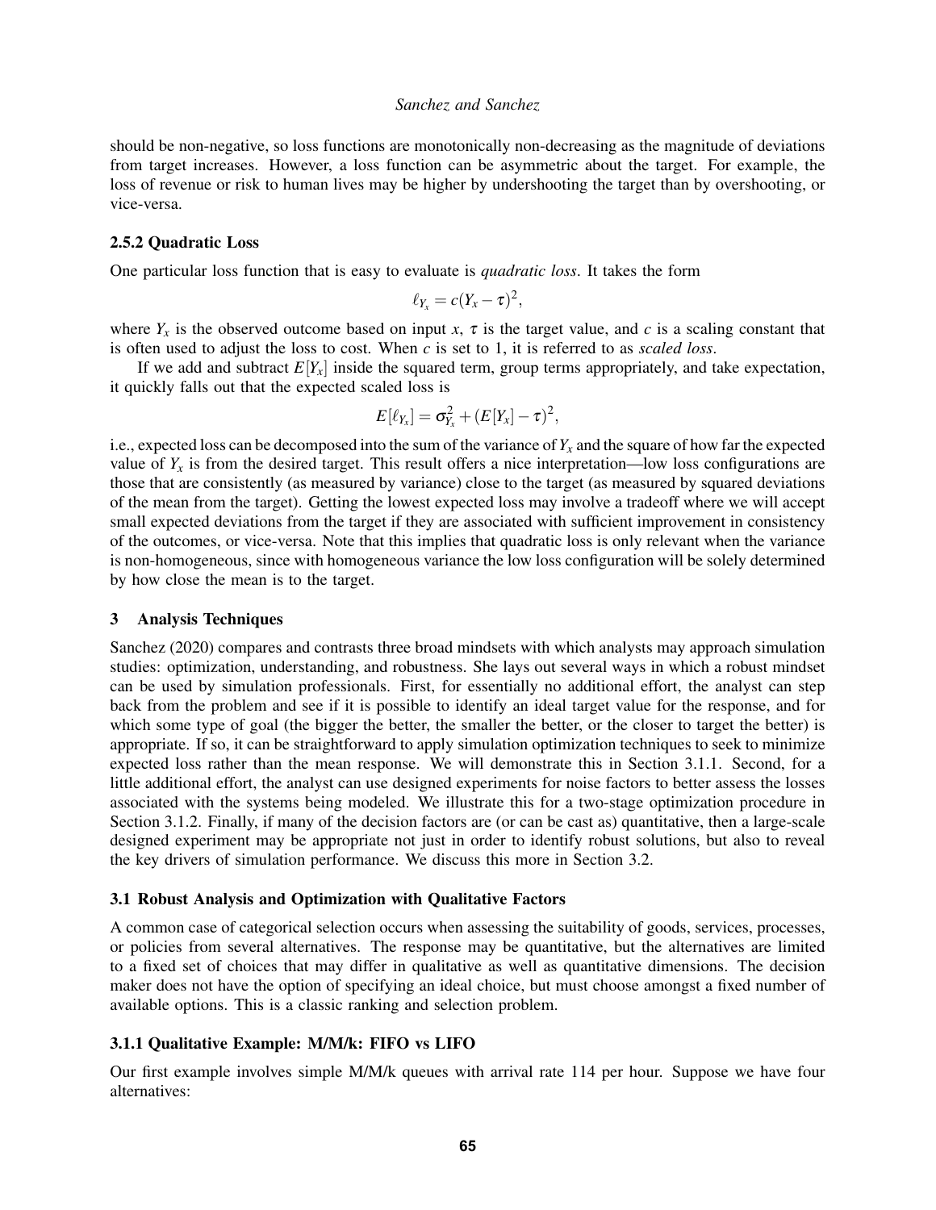should be non-negative, so loss functions are monotonically non-decreasing as the magnitude of deviations from target increases. However, a loss function can be asymmetric about the target. For example, the loss of revenue or risk to human lives may be higher by undershooting the target than by overshooting, or vice-versa.

### 2.5.2 Quadratic Loss

One particular loss function that is easy to evaluate is *quadratic loss*. It takes the form

$$\ell_{Y_x} = c(Y_x - \tau)^2,$$

where $Y_x$ is the observed outcome based on input $x$, $\tau$ is the target value, and $c$ is a scaling constant that is often used to adjust the loss to cost. When $c$ is set to 1, it is referred to as *scaled loss*.

If we add and subtract $E[Y_x]$ inside the squared term, group terms appropriately, and take expectation, it quickly falls out that the expected scaled loss is

$$E[\ell_{Y_x}] = \sigma^2_{Y_x} + (E[Y_x] - \tau)^2,$$

i.e., expected loss can be decomposed into the sum of the variance of $Y_x$ and the square of how far the expected value of $Y_x$ is from the desired target. This result offers a nice interpretation—low loss configurations are those that are consistently (as measured by variance) close to the target (as measured by squared deviations of the mean from the target). Getting the lowest expected loss may involve a tradeoff where we will accept small expected deviations from the target if they are associated with sufficient improvement in consistency of the outcomes, or vice-versa. Note that this implies that quadratic loss is only relevant when the variance is non-homogeneous, since with homogeneous variance the low loss configuration will be solely determined by how close the mean is to the target.

## 3 Analysis Techniques

Sanchez (2020) compares and contrasts three broad mindsets with which analysts may approach simulation studies: optimization, understanding, and robustness. She lays out several ways in which a robust mindset can be used by simulation professionals. First, for essentially no additional effort, the analyst can step back from the problem and see if it is possible to identify an ideal target value for the response, and for which some type of goal (the bigger the better, the smaller the better, or the closer to target the better) is appropriate. If so, it can be straightforward to apply simulation optimization techniques to seek to minimize expected loss rather than the mean response. We will demonstrate this in Section 3.1.1. Second, for a little additional effort, the analyst can use designed experiments for noise factors to better assess the losses associated with the systems being modeled. We illustrate this for a two-stage optimization procedure in Section 3.1.2. Finally, if many of the decision factors are (or can be cast as) quantitative, then a large-scale designed experiment may be appropriate not just in order to identify robust solutions, but also to reveal the key drivers of simulation performance. We discuss this more in Section 3.2.

### 3.1 Robust Analysis and Optimization with Qualitative Factors

A common case of categorical selection occurs when assessing the suitability of goods, services, processes, or policies from several alternatives. The response may be quantitative, but the alternatives are limited to a fixed set of choices that may differ in qualitative as well as quantitative dimensions. The decision maker does not have the option of specifying an ideal choice, but must choose amongst a fixed number of available options. This is a classic ranking and selection problem.

### 3.1.1 Qualitative Example: M/M/k: FIFO vs LIFO

Our first example involves simple M/M/k queues with arrival rate 114 per hour. Suppose we have four alternatives: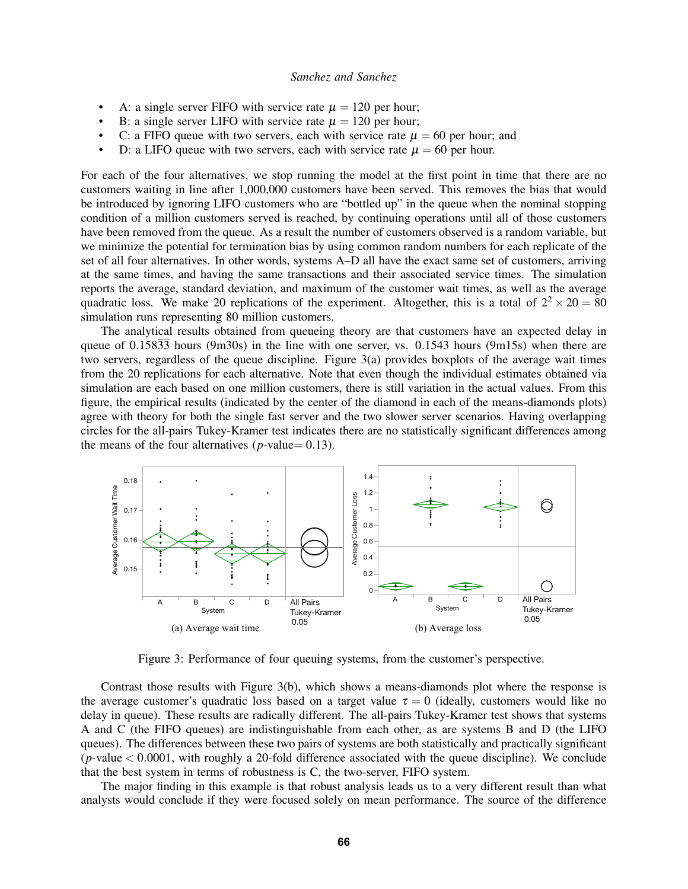- A: a single server FIFO with service rate $\mu = 120$ per hour;
- B: a single server LIFO with service rate $\mu = 120$ per hour;
- C: a FIFO queue with two servers, each with service rate $\mu = 60$ per hour; and
- D: a LIFO queue with two servers, each with service rate $\mu = 60$ per hour.

For each of the four alternatives, we stop running the model at the first point in time that there are no customers waiting in line after 1,000,000 customers have been served. This removes the bias that would be introduced by ignoring LIFO customers who are "bottled up" in the queue when the nominal stopping condition of a million customers served is reached, by continuing operations until all of those customers have been removed from the queue. As a result the number of customers observed is a random variable, but we minimize the potential for termination bias by using common random numbers for each replicate of the set of all four alternatives. In other words, systems A–D all have the exact same set of customers, arriving at the same times, and having the same transactions and their associated service times. The simulation reports the average, standard deviation, and maximum of the customer wait times, as well as the average quadratic loss. We make 20 replications of the experiment. Altogether, this is a total of $2^2 \times 20 = 80$ simulation runs representing 80 million customers.

The analytical results obtained from queueing theory are that customers have an expected delay in queue of $0.158\overline{33}$ hours (9m30s) in the line with one server, vs. 0.1543 hours (9m15s) when there are two servers, regardless of the queue discipline. Figure 3(a) provides boxplots of the average wait times from the 20 replications for each alternative. Note that even though the individual estimates obtained via simulation are each based on one million customers, there is still variation in the actual values. From this figure, the empirical results (indicated by the center of the diamond in each of the means-diamonds plots) agree with theory for both the single fast server and the two slower server scenarios. Having overlapping circles for the all-pairs Tukey-Kramer test indicates there are no statistically significant differences among the means of the four alternatives ($p$-value$= 0.13$).

(a) Average wait time

(b) Average loss

Figure 3: Performance of four queuing systems, from the customer's perspective.

Contrast those results with Figure 3(b), which shows a means-diamonds plot where the response is the average customer's quadratic loss based on a target value $\tau = 0$ (ideally, customers would like no delay in queue). These results are radically different. The all-pairs Tukey-Kramer test shows that systems A and C (the FIFO queues) are indistinguishable from each other, as are systems B and D (the LIFO queues). The differences between these two pairs of systems are both statistically and practically significant ($p$-value $< 0.0001$, with roughly a 20-fold difference associated with the queue discipline). We conclude that the best system in terms of robustness is C, the two-server, FIFO system.

The major finding in this example is that robust analysis leads us to a very different result than what analysts would conclude if they were focused solely on mean performance. The source of the difference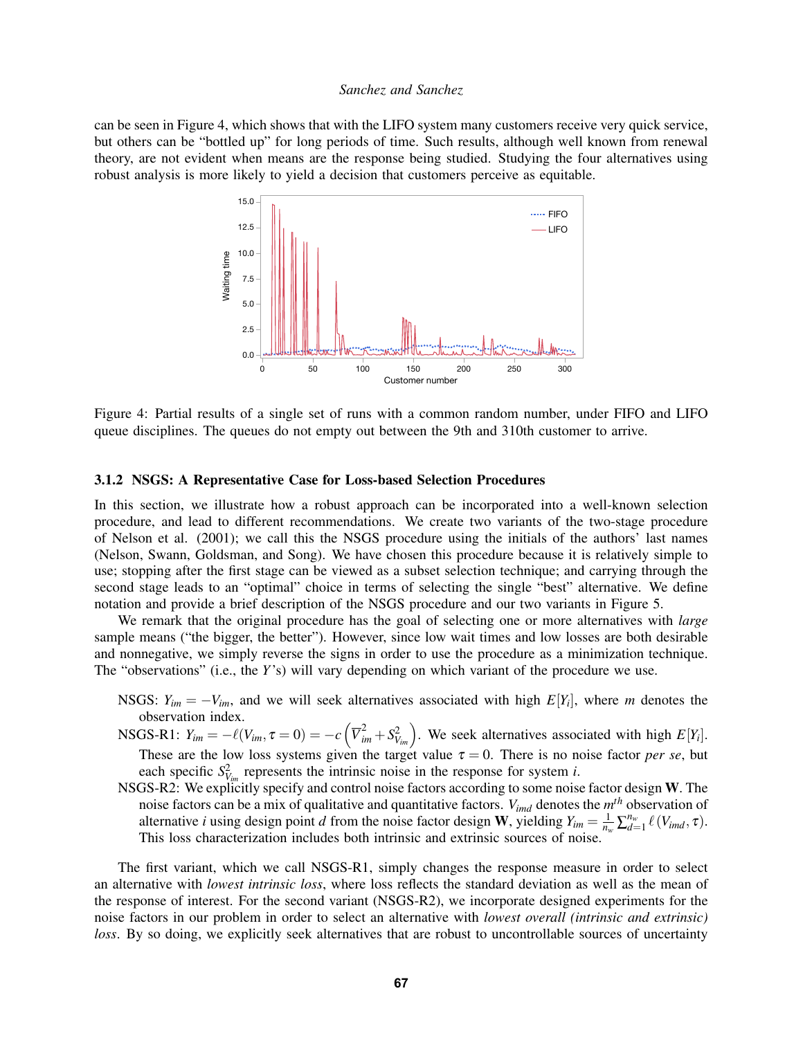can be seen in Figure 4, which shows that with the LIFO system many customers receive very quick service, but others can be "bottled up" for long periods of time. Such results, although well known from renewal theory, are not evident when means are the response being studied. Studying the four alternatives using robust analysis is more likely to yield a decision that customers perceive as equitable.

Figure 4: Partial results of a single set of runs with a common random number, under FIFO and LIFO queue disciplines. The queues do not empty out between the 9th and 310th customer to arrive.

### 3.1.2 NSGS: A Representative Case for Loss-based Selection Procedures

In this section, we illustrate how a robust approach can be incorporated into a well-known selection procedure, and lead to different recommendations. We create two variants of the two-stage procedure of Nelson et al. (2001); we call this the NSGS procedure using the initials of the authors' last names (Nelson, Swann, Goldsman, and Song). We have chosen this procedure because it is relatively simple to use; stopping after the first stage can be viewed as a subset selection technique; and carrying through the second stage leads to an "optimal" choice in terms of selecting the single "best" alternative. We define notation and provide a brief description of the NSGS procedure and our two variants in Figure 5.

We remark that the original procedure has the goal of selecting one or more alternatives with *large* sample means ("the bigger, the better"). However, since low wait times and low losses are both desirable and nonnegative, we simply reverse the signs in order to use the procedure as a minimization technique. The "observations" (i.e., the $Y$'s) will vary depending on which variant of the procedure we use.

NSGS: $Y_{im} = -V_{im}$, and we will seek alternatives associated with high $E[Y_i]$, where $m$ denotes the observation index.

NSGS-R1: $Y_{im} = -\ell(V_{im}, \tau = 0) = -c\left(\overline{V}_{im}^2 + S_{V_{im}}^2\right)$. We seek alternatives associated with high $E[Y_i]$. These are the low loss systems given the target value $\tau = 0$. There is no noise factor *per se*, but each specific $S_{V_{im}}^2$ represents the intrinsic noise in the response for system $i$.

NSGS-R2: We explicitly specify and control noise factors according to some noise factor design $\mathbf{W}$. The noise factors can be a mix of qualitative and quantitative factors. $V_{imd}$ denotes the $m^{th}$ observation of alternative $i$ using design point $d$ from the noise factor design $\mathbf{W}$, yielding $Y_{im} = \frac{1}{n_w}\sum_{d=1}^{n_w} \ell\left(V_{imd}, \tau\right)$. This loss characterization includes both intrinsic and extrinsic sources of noise.

The first variant, which we call NSGS-R1, simply changes the response measure in order to select an alternative with *lowest intrinsic loss*, where loss reflects the standard deviation as well as the mean of the response of interest. For the second variant (NSGS-R2), we incorporate designed experiments for the noise factors in our problem in order to select an alternative with *lowest overall (intrinsic and extrinsic) loss*. By so doing, we explicitly seek alternatives that are robust to uncontrollable sources of uncertainty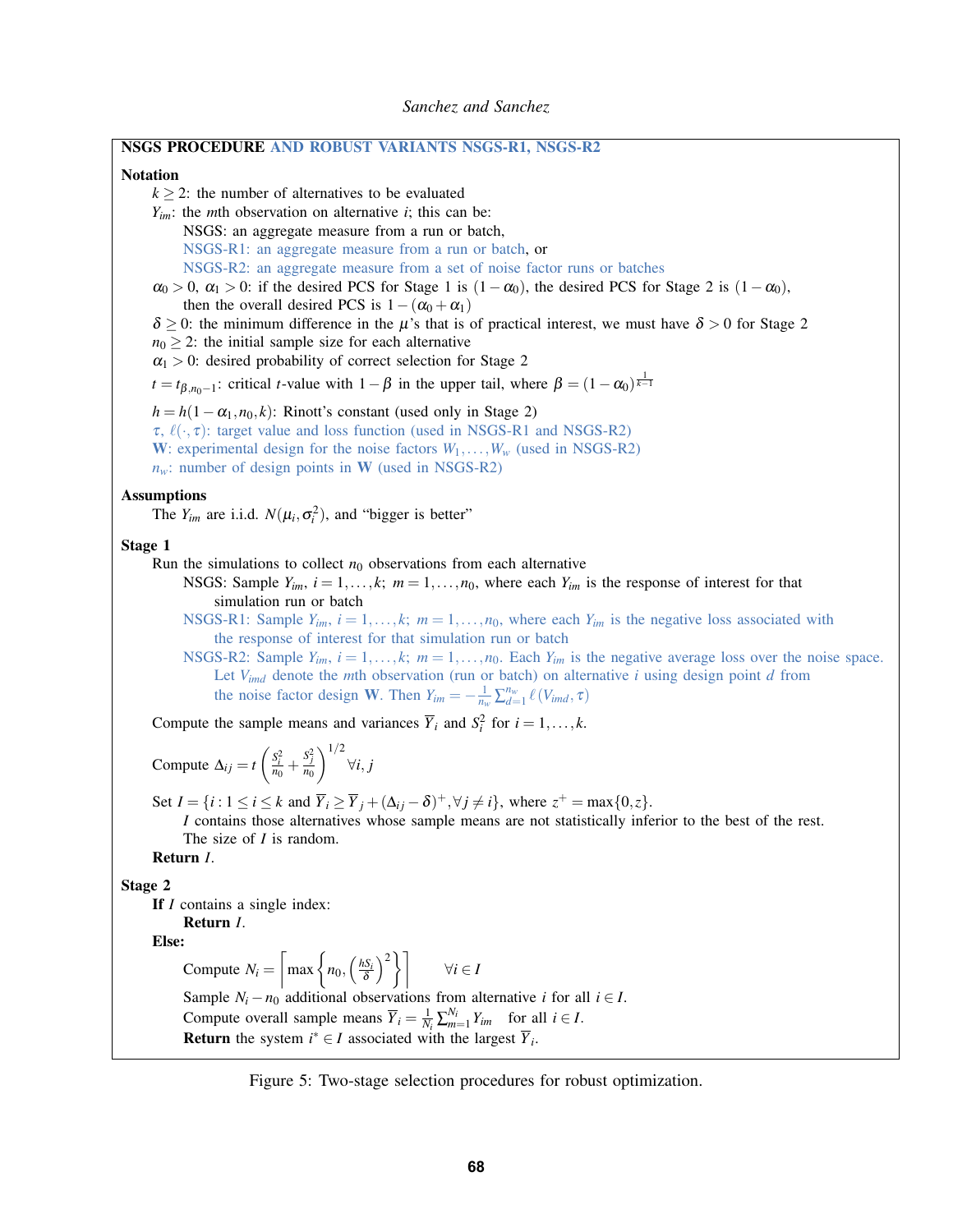**NSGS PROCEDURE AND ROBUST VARIANTS NSGS-R1, NSGS-R2**

**Notation**

$k \geq 2$: the number of alternatives to be evaluated

$Y_{im}$: the $m$th observation on alternative $i$; this can be:

- NSGS: an aggregate measure from a run or batch,
- NSGS-R1: an aggregate measure from a run or batch, or
- NSGS-R2: an aggregate measure from a set of noise factor runs or batches

$\alpha_0 > 0$, $\alpha_1 > 0$: if the desired PCS for Stage 1 is $(1-\alpha_0)$, the desired PCS for Stage 2 is $(1-\alpha_0)$, then the overall desired PCS is $1-(\alpha_0+\alpha_1)$

$\delta \geq 0$: the minimum difference in the $\mu$'s that is of practical interest, we must have $\delta > 0$ for Stage 2

$n_0 \geq 2$: the initial sample size for each alternative

$\alpha_1 > 0$: desired probability of correct selection for Stage 2

$t = t_{\beta, n_0 - 1}$: critical $t$-value with $1-\beta$ in the upper tail, where $\beta = (1-\alpha_0)^{\frac{1}{k-1}}$

$h = h(1-\alpha_1, n_0, k)$: Rinott's constant (used only in Stage 2)

$\tau$, $\ell(\cdot, \tau)$: target value and loss function (used in NSGS-R1 and NSGS-R2)

$\mathbf{W}$: experimental design for the noise factors $W_1, \ldots, W_w$ (used in NSGS-R2)

$n_w$: number of design points in $\mathbf{W}$ (used in NSGS-R2)

**Assumptions**

The $Y_{im}$ are i.i.d. $N(\mu_i, \sigma_i^2)$, and "bigger is better"

**Stage 1**

Run the simulations to collect $n_0$ observations from each alternative

- NSGS: Sample $Y_{im}$, $i = 1, \ldots, k$; $m = 1, \ldots, n_0$, where each $Y_{im}$ is the response of interest for that simulation run or batch
- NSGS-R1: Sample $Y_{im}$, $i = 1, \ldots, k$; $m = 1, \ldots, n_0$, where each $Y_{im}$ is the negative loss associated with the response of interest for that simulation run or batch
- NSGS-R2: Sample $Y_{im}$, $i = 1, \ldots, k$; $m = 1, \ldots, n_0$. Each $Y_{im}$ is the negative average loss over the noise space. Let $V_{imd}$ denote the $m$th observation (run or batch) on alternative $i$ using design point $d$ from the noise factor design $\mathbf{W}$. Then $Y_{im} = -\frac{1}{n_w}\sum_{d=1}^{n_w} \ell(V_{imd}, \tau)$

Compute the sample means and variances $\overline{Y}_i$ and $S_i^2$ for $i = 1, \ldots, k$.

Compute $\Delta_{ij} = t\left(\frac{S_i^2}{n_0} + \frac{S_j^2}{n_0}\right)^{1/2} \forall i, j$

Set $I = \{i : 1 \leq i \leq k \text{ and } \overline{Y}_i \geq \overline{Y}_j + (\Delta_{ij} - \delta)^+, \forall j \neq i\}$, where $z^+ = \max\{0, z\}$.

$I$ contains those alternatives whose sample means are not statistically inferior to the best of the rest.
The size of $I$ is random.

**Return** $I$.

**Stage 2**

**If** $I$ contains a single index:

**Return** $I$.

**Else:**

Compute $N_i = \left\lceil \max\left\{n_0, \left(\frac{hS_i}{\delta}\right)^2\right\}\right\rceil \qquad \forall i \in I$

Sample $N_i - n_0$ additional observations from alternative $i$ for all $i \in I$.

Compute overall sample means $\overline{Y}_i = \frac{1}{N_i}\sum_{m=1}^{N_i} Y_{im}$ for all $i \in I$.

**Return** the system $i^* \in I$ associated with the largest $\overline{Y}_i$.

Figure 5: Two-stage selection procedures for robust optimization.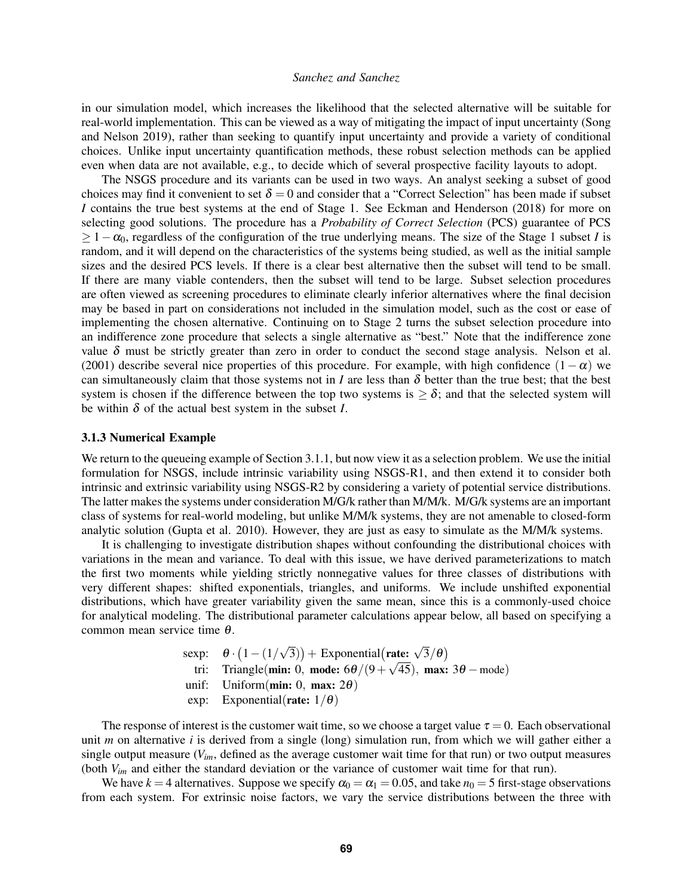in our simulation model, which increases the likelihood that the selected alternative will be suitable for real-world implementation. This can be viewed as a way of mitigating the impact of input uncertainty (Song and Nelson 2019), rather than seeking to quantify input uncertainty and provide a variety of conditional choices. Unlike input uncertainty quantification methods, these robust selection methods can be applied even when data are not available, e.g., to decide which of several prospective facility layouts to adopt.

The NSGS procedure and its variants can be used in two ways. An analyst seeking a subset of good choices may find it convenient to set $\delta = 0$ and consider that a "Correct Selection" has been made if subset $I$ contains the true best systems at the end of Stage 1. See Eckman and Henderson (2018) for more on selecting good solutions. The procedure has a *Probability of Correct Selection* (PCS) guarantee of PCS $\geq 1 - \alpha_0$, regardless of the configuration of the true underlying means. The size of the Stage 1 subset $I$ is random, and it will depend on the characteristics of the systems being studied, as well as the initial sample sizes and the desired PCS levels. If there is a clear best alternative then the subset will tend to be small. If there are many viable contenders, then the subset will tend to be large. Subset selection procedures are often viewed as screening procedures to eliminate clearly inferior alternatives where the final decision may be based in part on considerations not included in the simulation model, such as the cost or ease of implementing the chosen alternative. Continuing on to Stage 2 turns the subset selection procedure into an indifference zone procedure that selects a single alternative as "best." Note that the indifference zone value $\delta$ must be strictly greater than zero in order to conduct the second stage analysis. Nelson et al. (2001) describe several nice properties of this procedure. For example, with high confidence $(1 - \alpha)$ we can simultaneously claim that those systems not in $I$ are less than $\delta$ better than the true best; that the best system is chosen if the difference between the top two systems is $\geq \delta$; and that the selected system will be within $\delta$ of the actual best system in the subset $I$.

### 3.1.3 Numerical Example

We return to the queueing example of Section 3.1.1, but now view it as a selection problem. We use the initial formulation for NSGS, include intrinsic variability using NSGS-R1, and then extend it to consider both intrinsic and extrinsic variability using NSGS-R2 by considering a variety of potential service distributions. The latter makes the systems under consideration M/G/k rather than M/M/k. M/G/k systems are an important class of systems for real-world modeling, but unlike M/M/k systems, they are not amenable to closed-form analytic solution (Gupta et al. 2010). However, they are just as easy to simulate as the M/M/k systems.

It is challenging to investigate distribution shapes without confounding the distributional choices with variations in the mean and variance. To deal with this issue, we have derived parameterizations to match the first two moments while yielding strictly nonnegative values for three classes of distributions with very different shapes: shifted exponentials, triangles, and uniforms. We include unshifted exponential distributions, which have greater variability given the same mean, since this is a commonly-used choice for analytical modeling. The distributional parameter calculations appear below, all based on specifying a common mean service time $\theta$.

$$
\begin{aligned}
\text{sexp:} &\quad \theta \cdot \left(1 - (1/\sqrt{3})\right) + \text{Exponential}\left(\textbf{rate: } \sqrt{3}/\theta\right) \\
\text{tri:} &\quad \text{Triangle}(\textbf{min: } 0, \ \textbf{mode: } 6\theta/(9 + \sqrt{45}), \ \textbf{max: } 3\theta - \text{mode}) \\
\text{unif:} &\quad \text{Uniform}(\textbf{min: } 0, \ \textbf{max: } 2\theta) \\
\text{exp:} &\quad \text{Exponential}(\textbf{rate: } 1/\theta)
\end{aligned}
$$

The response of interest is the customer wait time, so we choose a target value $\tau = 0$. Each observational unit $m$ on alternative $i$ is derived from a single (long) simulation run, from which we will gather either a single output measure ($V_{im}$, defined as the average customer wait time for that run) or two output measures (both $V_{im}$ and either the standard deviation or the variance of customer wait time for that run).

We have $k = 4$ alternatives. Suppose we specify $\alpha_0 = \alpha_1 = 0.05$, and take $n_0 = 5$ first-stage observations from each system. For extrinsic noise factors, we vary the service distributions between the three with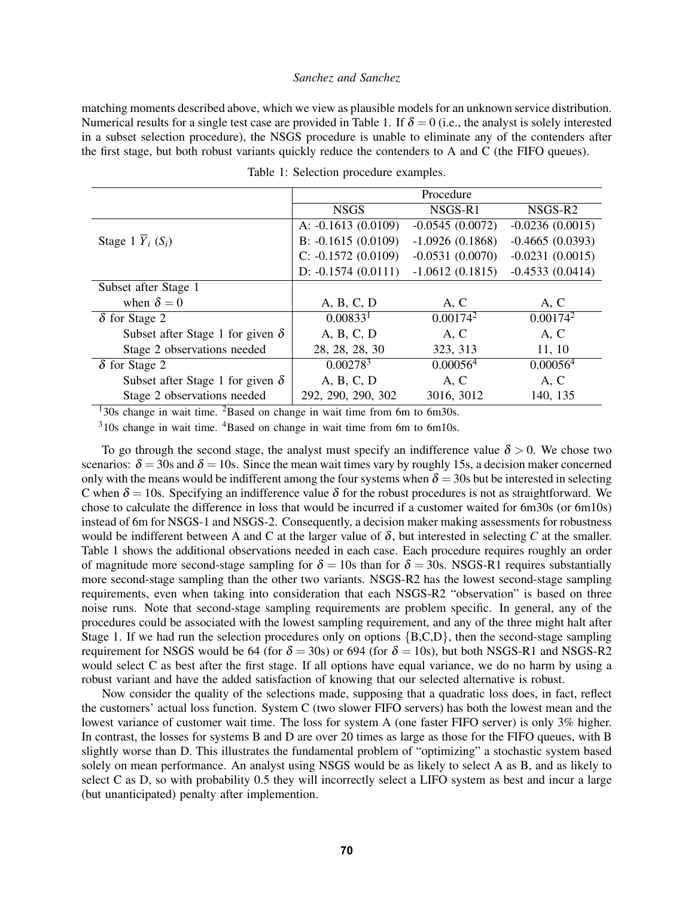matching moments described above, which we view as plausible models for an unknown service distribution. Numerical results for a single test case are provided in Table 1. If $\delta = 0$ (i.e., the analyst is solely interested in a subset selection procedure), the NSGS procedure is unable to eliminate any of the contenders after the first stage, but both robust variants quickly reduce the contenders to A and C (the FIFO queues).

Table 1: Selection procedure examples.

| | Procedure | | |
|---|---|---|---|
| | NSGS | NSGS-R1 | NSGS-R2 |
| Stage 1 $\overline{Y}_i$ ($S_i$) | A: -0.1613 (0.0109) | -0.0545 (0.0072) | -0.0236 (0.0015) |
| | B: -0.1615 (0.0109) | -1.0926 (0.1868) | -0.4665 (0.0393) |
| | C: -0.1572 (0.0109) | -0.0531 (0.0070) | -0.0231 (0.0015) |
| | D: -0.1574 (0.0111) | -1.0612 (0.1815) | -0.4533 (0.0414) |
| Subset after Stage 1 when $\delta = 0$ | A, B, C, D | A, C | A, C |
| $\delta$ for Stage 2 | 0.00833[1] | 0.00174[2] | 0.00174[2] |
| Subset after Stage 1 for given $\delta$ | A, B, C, D | A, C | A, C |
| Stage 2 observations needed | 28, 28, 28, 30 | 323, 313 | 11, 10 |
| $\delta$ for Stage 2 | 0.00278[3] | 0.00056[4] | 0.00056[4] |
| Subset after Stage 1 for given $\delta$ | A, B, C, D | A, C | A, C |
| Stage 2 observations needed | 292, 290, 290, 302 | 3016, 3012 | 140, 135 |

[1]30s change in wait time. [2]Based on change in wait time from 6m to 6m30s.

[3]10s change in wait time. [4]Based on change in wait time from 6m to 6m10s.

To go through the second stage, the analyst must specify an indifference value $\delta > 0$. We chose two scenarios: $\delta = 30$s and $\delta = 10$s. Since the mean wait times vary by roughly 15s, a decision maker concerned only with the means would be indifferent among the four systems when $\delta = 30$s but be interested in selecting C when $\delta = 10$s. Specifying an indifference value $\delta$ for the robust procedures is not as straightforward. We chose to calculate the difference in loss that would be incurred if a customer waited for 6m30s (or 6m10s) instead of 6m for NSGS-1 and NSGS-2. Consequently, a decision maker making assessments for robustness would be indifferent between A and C at the larger value of $\delta$, but interested in selecting *C* at the smaller. Table 1 shows the additional observations needed in each case. Each procedure requires roughly an order of magnitude more second-stage sampling for $\delta = 10$s than for $\delta = 30$s. NSGS-R1 requires substantially more second-stage sampling than the other two variants. NSGS-R2 has the lowest second-stage sampling requirements, even when taking into consideration that each NSGS-R2 "observation" is based on three noise runs. Note that second-stage sampling requirements are problem specific. In general, any of the procedures could be associated with the lowest sampling requirement, and any of the three might halt after Stage 1. If we had run the selection procedures only on options {B,C,D}, then the second-stage sampling requirement for NSGS would be 64 (for $\delta = 30$s) or 694 (for $\delta = 10$s), but both NSGS-R1 and NSGS-R2 would select C as best after the first stage. If all options have equal variance, we do no harm by using a robust variant and have the added satisfaction of knowing that our selected alternative is robust.

Now consider the quality of the selections made, supposing that a quadratic loss does, in fact, reflect the customers' actual loss function. System C (two slower FIFO servers) has both the lowest mean and the lowest variance of customer wait time. The loss for system A (one faster FIFO server) is only 3% higher. In contrast, the losses for systems B and D are over 20 times as large as those for the FIFO queues, with B slightly worse than D. This illustrates the fundamental problem of "optimizing" a stochastic system based solely on mean performance. An analyst using NSGS would be as likely to select A as B, and as likely to select C as D, so with probability 0.5 they will incorrectly select a LIFO system as best and incur a large (but unanticipated) penalty after implemention.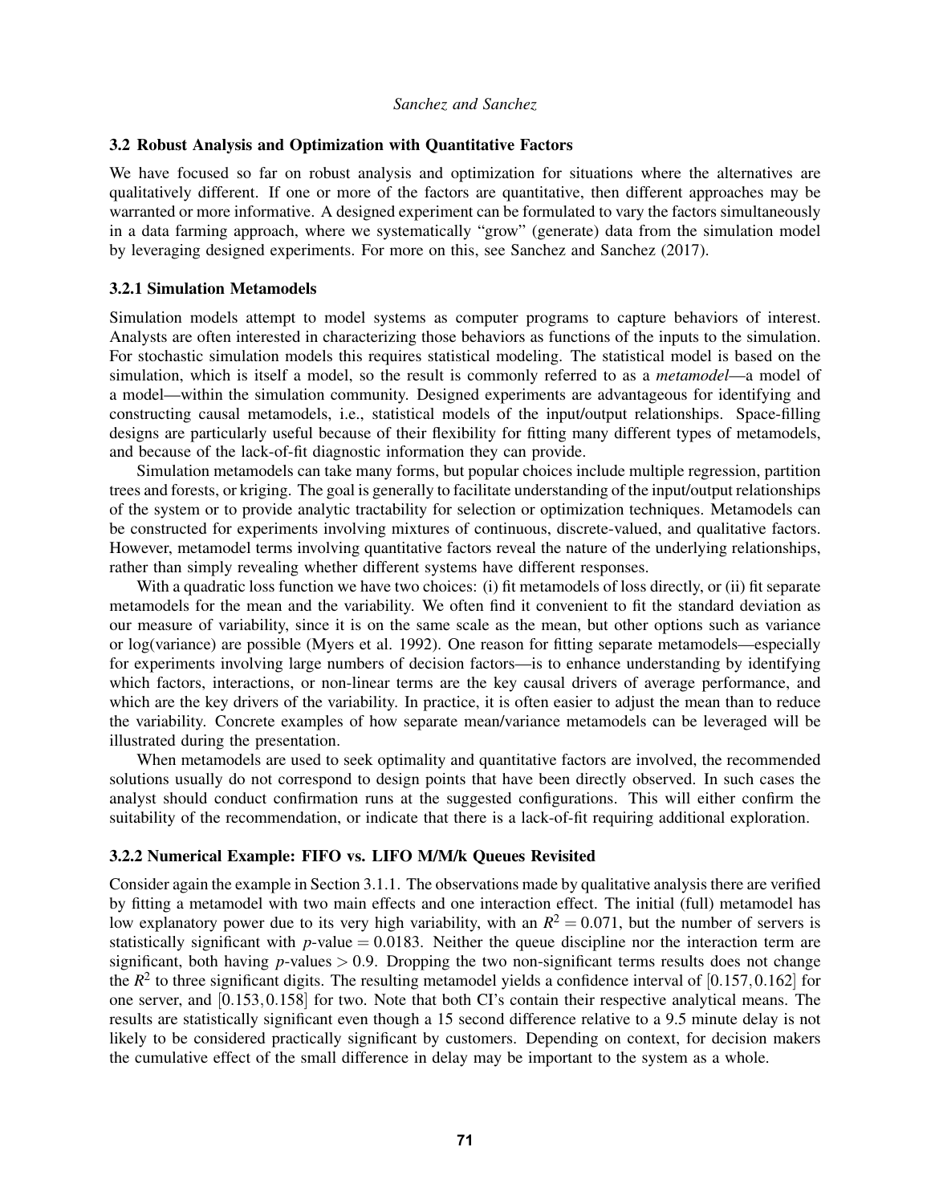### 3.2 Robust Analysis and Optimization with Quantitative Factors

We have focused so far on robust analysis and optimization for situations where the alternatives are qualitatively different. If one or more of the factors are quantitative, then different approaches may be warranted or more informative. A designed experiment can be formulated to vary the factors simultaneously in a data farming approach, where we systematically "grow" (generate) data from the simulation model by leveraging designed experiments. For more on this, see Sanchez and Sanchez (2017).

#### 3.2.1 Simulation Metamodels

Simulation models attempt to model systems as computer programs to capture behaviors of interest. Analysts are often interested in characterizing those behaviors as functions of the inputs to the simulation. For stochastic simulation models this requires statistical modeling. The statistical model is based on the simulation, which is itself a model, so the result is commonly referred to as a *metamodel*—a model of a model—within the simulation community. Designed experiments are advantageous for identifying and constructing causal metamodels, i.e., statistical models of the input/output relationships. Space-filling designs are particularly useful because of their flexibility for fitting many different types of metamodels, and because of the lack-of-fit diagnostic information they can provide.

Simulation metamodels can take many forms, but popular choices include multiple regression, partition trees and forests, or kriging. The goal is generally to facilitate understanding of the input/output relationships of the system or to provide analytic tractability for selection or optimization techniques. Metamodels can be constructed for experiments involving mixtures of continuous, discrete-valued, and qualitative factors. However, metamodel terms involving quantitative factors reveal the nature of the underlying relationships, rather than simply revealing whether different systems have different responses.

With a quadratic loss function we have two choices: (i) fit metamodels of loss directly, or (ii) fit separate metamodels for the mean and the variability. We often find it convenient to fit the standard deviation as our measure of variability, since it is on the same scale as the mean, but other options such as variance or log(variance) are possible (Myers et al. 1992). One reason for fitting separate metamodels—especially for experiments involving large numbers of decision factors—is to enhance understanding by identifying which factors, interactions, or non-linear terms are the key causal drivers of average performance, and which are the key drivers of the variability. In practice, it is often easier to adjust the mean than to reduce the variability. Concrete examples of how separate mean/variance metamodels can be leveraged will be illustrated during the presentation.

When metamodels are used to seek optimality and quantitative factors are involved, the recommended solutions usually do not correspond to design points that have been directly observed. In such cases the analyst should conduct confirmation runs at the suggested configurations. This will either confirm the suitability of the recommendation, or indicate that there is a lack-of-fit requiring additional exploration.

#### 3.2.2 Numerical Example: FIFO vs. LIFO M/M/k Queues Revisited

Consider again the example in Section 3.1.1. The observations made by qualitative analysis there are verified by fitting a metamodel with two main effects and one interaction effect. The initial (full) metamodel has low explanatory power due to its very high variability, with an $R^2 = 0.071$, but the number of servers is statistically significant with $p$-value $= 0.0183$. Neither the queue discipline nor the interaction term are significant, both having $p$-values $> 0.9$. Dropping the two non-significant terms results does not change the $R^2$ to three significant digits. The resulting metamodel yields a confidence interval of $[0.157, 0.162]$ for one server, and $[0.153, 0.158]$ for two. Note that both CI's contain their respective analytical means. The results are statistically significant even though a 15 second difference relative to a 9.5 minute delay is not likely to be considered practically significant by customers. Depending on context, for decision makers the cumulative effect of the small difference in delay may be important to the system as a whole.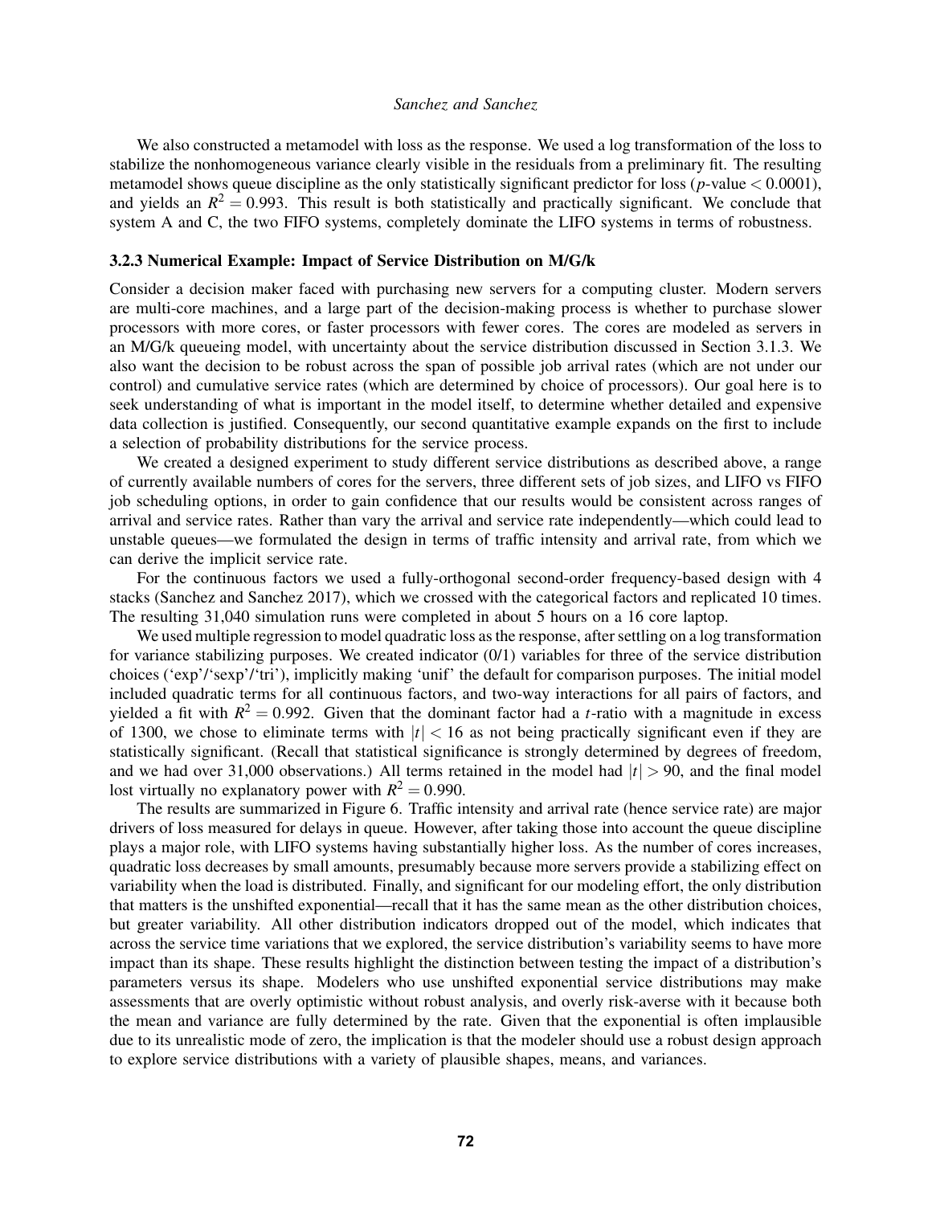We also constructed a metamodel with loss as the response. We used a log transformation of the loss to stabilize the nonhomogeneous variance clearly visible in the residuals from a preliminary fit. The resulting metamodel shows queue discipline as the only statistically significant predictor for loss ($p$-value $< 0.0001$), and yields an $R^2 = 0.993$. This result is both statistically and practically significant. We conclude that system A and C, the two FIFO systems, completely dominate the LIFO systems in terms of robustness.

### 3.2.3 Numerical Example: Impact of Service Distribution on M/G/k

Consider a decision maker faced with purchasing new servers for a computing cluster. Modern servers are multi-core machines, and a large part of the decision-making process is whether to purchase slower processors with more cores, or faster processors with fewer cores. The cores are modeled as servers in an M/G/k queueing model, with uncertainty about the service distribution discussed in Section 3.1.3. We also want the decision to be robust across the span of possible job arrival rates (which are not under our control) and cumulative service rates (which are determined by choice of processors). Our goal here is to seek understanding of what is important in the model itself, to determine whether detailed and expensive data collection is justified. Consequently, our second quantitative example expands on the first to include a selection of probability distributions for the service process.

We created a designed experiment to study different service distributions as described above, a range of currently available numbers of cores for the servers, three different sets of job sizes, and LIFO vs FIFO job scheduling options, in order to gain confidence that our results would be consistent across ranges of arrival and service rates. Rather than vary the arrival and service rate independently—which could lead to unstable queues—we formulated the design in terms of traffic intensity and arrival rate, from which we can derive the implicit service rate.

For the continuous factors we used a fully-orthogonal second-order frequency-based design with 4 stacks (Sanchez and Sanchez 2017), which we crossed with the categorical factors and replicated 10 times. The resulting 31,040 simulation runs were completed in about 5 hours on a 16 core laptop.

We used multiple regression to model quadratic loss as the response, after settling on a log transformation for variance stabilizing purposes. We created indicator (0/1) variables for three of the service distribution choices ('exp'/'sexp'/'tri'), implicitly making 'unif' the default for comparison purposes. The initial model included quadratic terms for all continuous factors, and two-way interactions for all pairs of factors, and yielded a fit with $R^2 = 0.992$. Given that the dominant factor had a $t$-ratio with a magnitude in excess of 1300, we chose to eliminate terms with $|t| < 16$ as not being practically significant even if they are statistically significant. (Recall that statistical significance is strongly determined by degrees of freedom, and we had over 31,000 observations.) All terms retained in the model had $|t| > 90$, and the final model lost virtually no explanatory power with $R^2 = 0.990$.

The results are summarized in Figure 6. Traffic intensity and arrival rate (hence service rate) are major drivers of loss measured for delays in queue. However, after taking those into account the queue discipline plays a major role, with LIFO systems having substantially higher loss. As the number of cores increases, quadratic loss decreases by small amounts, presumably because more servers provide a stabilizing effect on variability when the load is distributed. Finally, and significant for our modeling effort, the only distribution that matters is the unshifted exponential—recall that it has the same mean as the other distribution choices, but greater variability. All other distribution indicators dropped out of the model, which indicates that across the service time variations that we explored, the service distribution's variability seems to have more impact than its shape. These results highlight the distinction between testing the impact of a distribution's parameters versus its shape. Modelers who use unshifted exponential service distributions may make assessments that are overly optimistic without robust analysis, and overly risk-averse with it because both the mean and variance are fully determined by the rate. Given that the exponential is often implausible due to its unrealistic mode of zero, the implication is that the modeler should use a robust design approach to explore service distributions with a variety of plausible shapes, means, and variances.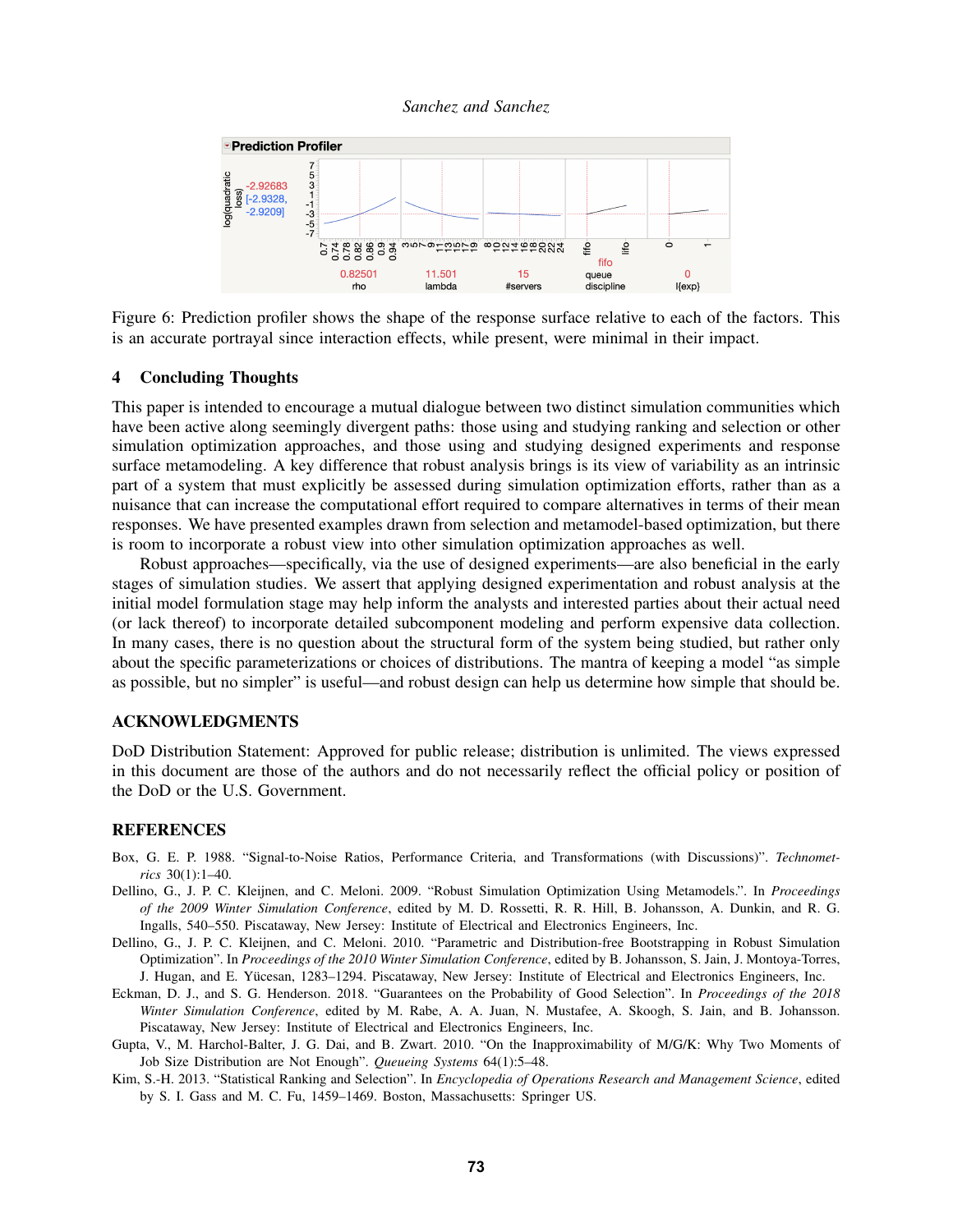Figure 6: Prediction profiler shows the shape of the response surface relative to each of the factors. This is an accurate portrayal since interaction effects, while present, were minimal in their impact.

## 4 Concluding Thoughts

This paper is intended to encourage a mutual dialogue between two distinct simulation communities which have been active along seemingly divergent paths: those using and studying ranking and selection or other simulation optimization approaches, and those using and studying designed experiments and response surface metamodeling. A key difference that robust analysis brings is its view of variability as an intrinsic part of a system that must explicitly be assessed during simulation optimization efforts, rather than as a nuisance that can increase the computational effort required to compare alternatives in terms of their mean responses. We have presented examples drawn from selection and metamodel-based optimization, but there is room to incorporate a robust view into other simulation optimization approaches as well.

Robust approaches—specifically, via the use of designed experiments—are also beneficial in the early stages of simulation studies. We assert that applying designed experimentation and robust analysis at the initial model formulation stage may help inform the analysts and interested parties about their actual need (or lack thereof) to incorporate detailed subcomponent modeling and perform expensive data collection. In many cases, there is no question about the structural form of the system being studied, but rather only about the specific parameterizations or choices of distributions. The mantra of keeping a model "as simple as possible, but no simpler" is useful—and robust design can help us determine how simple that should be.

## ACKNOWLEDGMENTS

DoD Distribution Statement: Approved for public release; distribution is unlimited. The views expressed in this document are those of the authors and do not necessarily reflect the official policy or position of the DoD or the U.S. Government.

## REFERENCES

Box, G. E. P. 1988. "Signal-to-Noise Ratios, Performance Criteria, and Transformations (with Discussions)". *Technometrics* 30(1):1–40.

Dellino, G., J. P. C. Kleijnen, and C. Meloni. 2009. "Robust Simulation Optimization Using Metamodels.". In *Proceedings of the 2009 Winter Simulation Conference*, edited by M. D. Rossetti, R. R. Hill, B. Johansson, A. Dunkin, and R. G. Ingalls, 540–550. Piscataway, New Jersey: Institute of Electrical and Electronics Engineers, Inc.

Dellino, G., J. P. C. Kleijnen, and C. Meloni. 2010. "Parametric and Distribution-free Bootstrapping in Robust Simulation Optimization". In *Proceedings of the 2010 Winter Simulation Conference*, edited by B. Johansson, S. Jain, J. Montoya-Torres, J. Hugan, and E. Yücesan, 1283–1294. Piscataway, New Jersey: Institute of Electrical and Electronics Engineers, Inc.

Eckman, D. J., and S. G. Henderson. 2018. "Guarantees on the Probability of Good Selection". In *Proceedings of the 2018 Winter Simulation Conference*, edited by M. Rabe, A. A. Juan, N. Mustafee, A. Skoogh, S. Jain, and B. Johansson. Piscataway, New Jersey: Institute of Electrical and Electronics Engineers, Inc.

Gupta, V., M. Harchol-Balter, J. G. Dai, and B. Zwart. 2010. "On the Inapproximability of M/G/K: Why Two Moments of Job Size Distribution are Not Enough". *Queueing Systems* 64(1):5–48.

Kim, S.-H. 2013. "Statistical Ranking and Selection". In *Encyclopedia of Operations Research and Management Science*, edited by S. I. Gass and M. C. Fu, 1459–1469. Boston, Massachusetts: Springer US.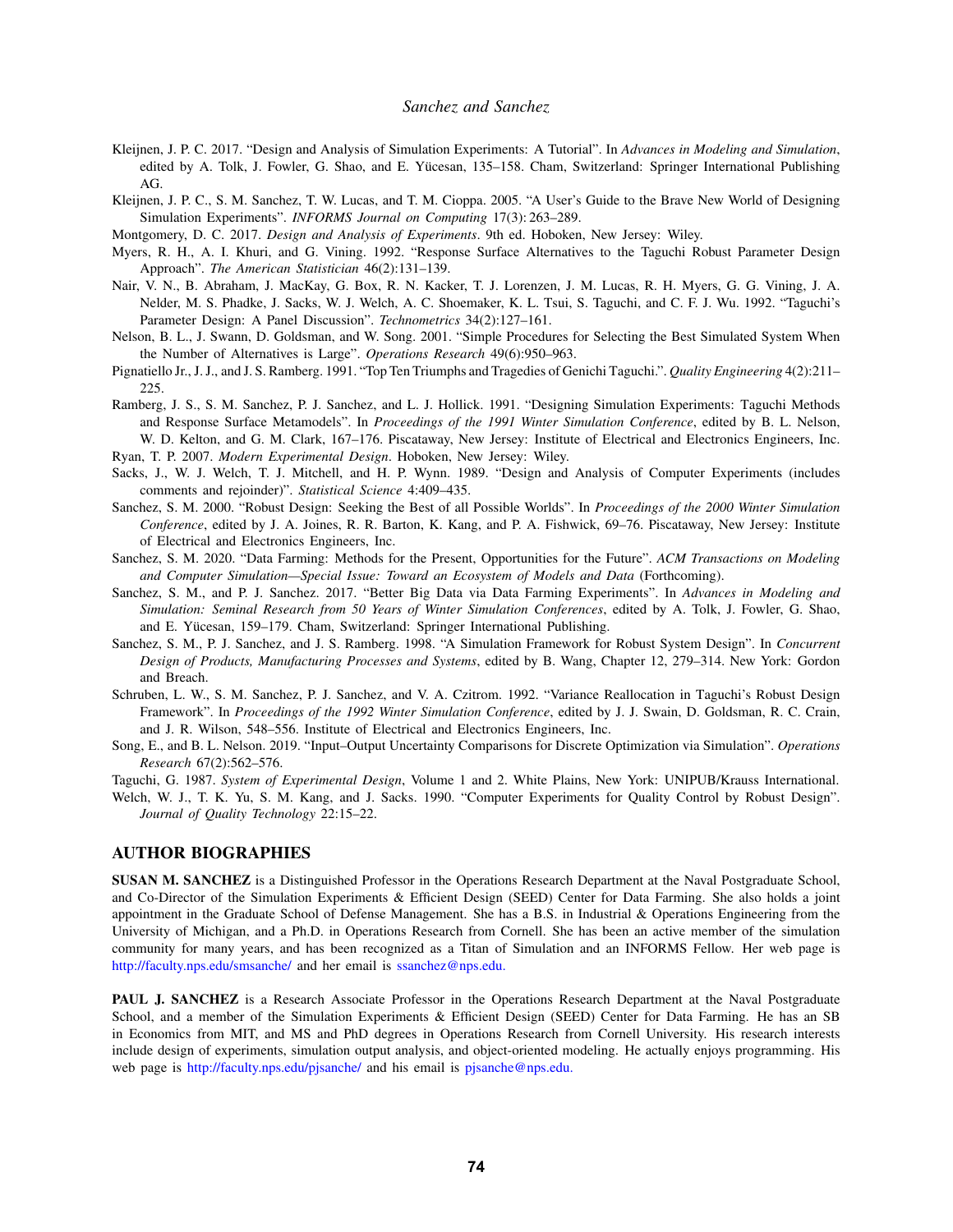Kleijnen, J. P. C. 2017. "Design and Analysis of Simulation Experiments: A Tutorial". In *Advances in Modeling and Simulation*, edited by A. Tolk, J. Fowler, G. Shao, and E. Yücesan, 135–158. Cham, Switzerland: Springer International Publishing AG.

Kleijnen, J. P. C., S. M. Sanchez, T. W. Lucas, and T. M. Cioppa. 2005. "A User's Guide to the Brave New World of Designing Simulation Experiments". *INFORMS Journal on Computing* 17(3): 263–289.

Montgomery, D. C. 2017. *Design and Analysis of Experiments*. 9th ed. Hoboken, New Jersey: Wiley.

Myers, R. H., A. I. Khuri, and G. Vining. 1992. "Response Surface Alternatives to the Taguchi Robust Parameter Design Approach". *The American Statistician* 46(2):131–139.

Nair, V. N., B. Abraham, J. MacKay, G. Box, R. N. Kacker, T. J. Lorenzen, J. M. Lucas, R. H. Myers, G. G. Vining, J. A. Nelder, M. S. Phadke, J. Sacks, W. J. Welch, A. C. Shoemaker, K. L. Tsui, S. Taguchi, and C. F. J. Wu. 1992. "Taguchi's Parameter Design: A Panel Discussion". *Technometrics* 34(2):127–161.

Nelson, B. L., J. Swann, D. Goldsman, and W. Song. 2001. "Simple Procedures for Selecting the Best Simulated System When the Number of Alternatives is Large". *Operations Research* 49(6):950–963.

Pignatiello Jr., J. J., and J. S. Ramberg. 1991. "Top Ten Triumphs and Tragedies of Genichi Taguchi.". *Quality Engineering* 4(2):211–225.

Ramberg, J. S., S. M. Sanchez, P. J. Sanchez, and L. J. Hollick. 1991. "Designing Simulation Experiments: Taguchi Methods and Response Surface Metamodels". In *Proceedings of the 1991 Winter Simulation Conference*, edited by B. L. Nelson, W. D. Kelton, and G. M. Clark, 167–176. Piscataway, New Jersey: Institute of Electrical and Electronics Engineers, Inc.

Ryan, T. P. 2007. *Modern Experimental Design*. Hoboken, New Jersey: Wiley.

Sacks, J., W. J. Welch, T. J. Mitchell, and H. P. Wynn. 1989. "Design and Analysis of Computer Experiments (includes comments and rejoinder)". *Statistical Science* 4:409–435.

Sanchez, S. M. 2000. "Robust Design: Seeking the Best of all Possible Worlds". In *Proceedings of the 2000 Winter Simulation Conference*, edited by J. A. Joines, R. R. Barton, K. Kang, and P. A. Fishwick, 69–76. Piscataway, New Jersey: Institute of Electrical and Electronics Engineers, Inc.

Sanchez, S. M. 2020. "Data Farming: Methods for the Present, Opportunities for the Future". *ACM Transactions on Modeling and Computer Simulation—Special Issue: Toward an Ecosystem of Models and Data* (Forthcoming).

Sanchez, S. M., and P. J. Sanchez. 2017. "Better Big Data via Data Farming Experiments". In *Advances in Modeling and Simulation: Seminal Research from 50 Years of Winter Simulation Conferences*, edited by A. Tolk, J. Fowler, G. Shao, and E. Yücesan, 159–179. Cham, Switzerland: Springer International Publishing.

Sanchez, S. M., P. J. Sanchez, and J. S. Ramberg. 1998. "A Simulation Framework for Robust System Design". In *Concurrent Design of Products, Manufacturing Processes and Systems*, edited by B. Wang, Chapter 12, 279–314. New York: Gordon and Breach.

Schruben, L. W., S. M. Sanchez, P. J. Sanchez, and V. A. Czitrom. 1992. "Variance Reallocation in Taguchi's Robust Design Framework". In *Proceedings of the 1992 Winter Simulation Conference*, edited by J. J. Swain, D. Goldsman, R. C. Crain, and J. R. Wilson, 548–556. Institute of Electrical and Electronics Engineers, Inc.

Song, E., and B. L. Nelson. 2019. "Input–Output Uncertainty Comparisons for Discrete Optimization via Simulation". *Operations Research* 67(2):562–576.

Taguchi, G. 1987. *System of Experimental Design*, Volume 1 and 2. White Plains, New York: UNIPUB/Krauss International.

Welch, W. J., T. K. Yu, S. M. Kang, and J. Sacks. 1990. "Computer Experiments for Quality Control by Robust Design". *Journal of Quality Technology* 22:15–22.

## AUTHOR BIOGRAPHIES

**SUSAN M. SANCHEZ** is a Distinguished Professor in the Operations Research Department at the Naval Postgraduate School, and Co-Director of the Simulation Experiments & Efficient Design (SEED) Center for Data Farming. She also holds a joint appointment in the Graduate School of Defense Management. She has a B.S. in Industrial & Operations Engineering from the University of Michigan, and a Ph.D. in Operations Research from Cornell. She has been an active member of the simulation community for many years, and has been recognized as a Titan of Simulation and an INFORMS Fellow. Her web page is http://faculty.nps.edu/smsanche/ and her email is ssanchez@nps.edu.

**PAUL J. SANCHEZ** is a Research Associate Professor in the Operations Research Department at the Naval Postgraduate School, and a member of the Simulation Experiments & Efficient Design (SEED) Center for Data Farming. He has an SB in Economics from MIT, and MS and PhD degrees in Operations Research from Cornell University. His research interests include design of experiments, simulation output analysis, and object-oriented modeling. He actually enjoys programming. His web page is http://faculty.nps.edu/pjsanche/ and his email is pjsanche@nps.edu.